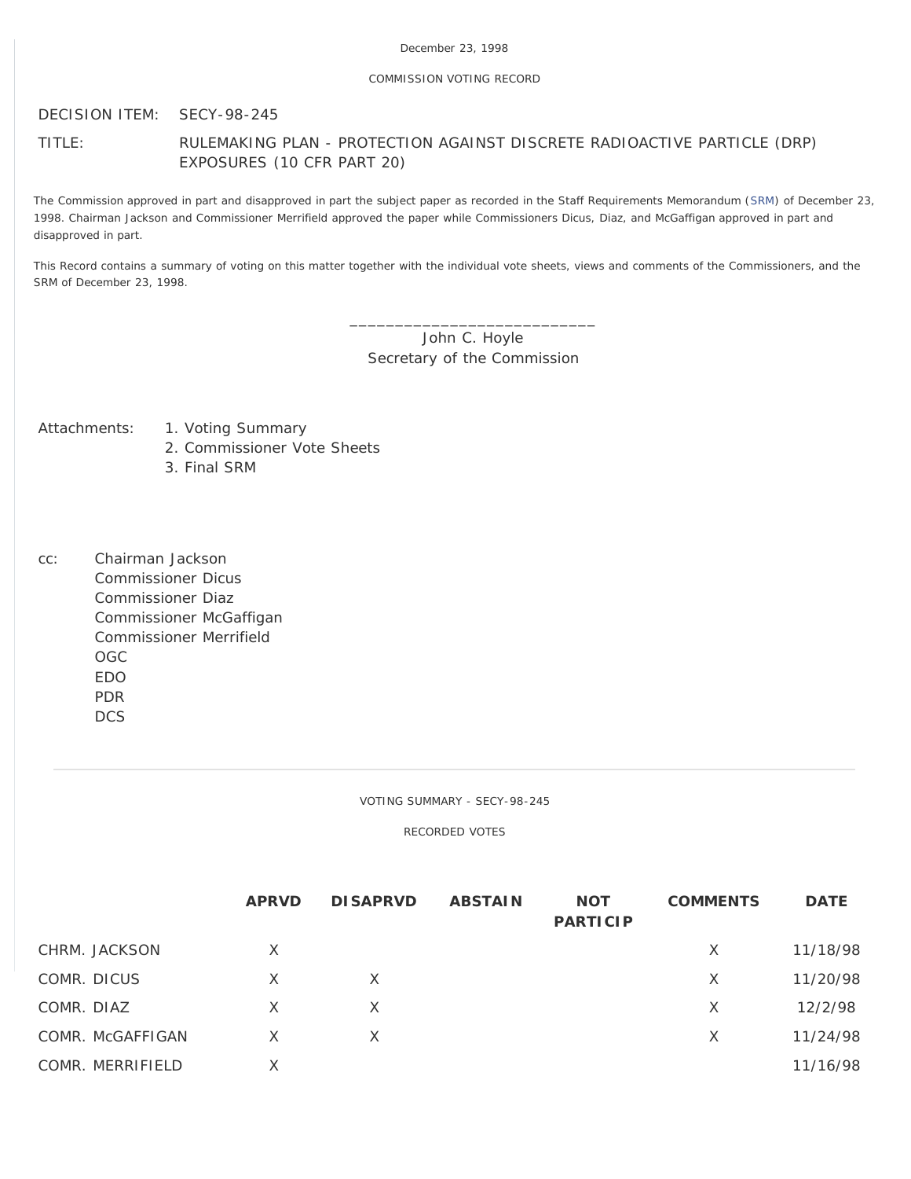December 23, 1998

COMMISSION VOTING RECORD

DECISION ITEM: SECY-98-245

TITLE: RULEMAKING PLAN - PROTECTION AGAINST DISCRETE RADIOACTIVE PARTICLE (DRP) EXPOSURES (10 CFR PART 20)

The Commission approved in part and disapproved in part the subject paper as recorded in the Staff Requirements Memorandum (SRM) of December 23, 1998. Chairman Jackson and Commissioner Merrifield approved the paper while Commissioners Dicus, Diaz, and McGaffigan approved in part and disapproved in part.

This Record contains a summary of voting on this matter together with the individual vote sheets, views and comments of the Commissioners, and the SRM of December 23, 1998.

\_\_\_\_\_\_\_\_\_\_\_\_\_\_\_\_\_\_\_\_\_\_\_\_\_\_\_\_
John C. Hoyle
Secretary of the Commission

Attachments:
1. Voting Summary
2. Commissioner Vote Sheets
3. Final SRM

cc:
Chairman Jackson
Commissioner Dicus
Commissioner Diaz
Commissioner McGaffigan
Commissioner Merrifield
OGC
EDO
PDR
DCS

---

VOTING SUMMARY - SECY-98-245

RECORDED VOTES

| | APRVD | DISAPRVD | ABSTAIN | NOT PARTICIP | COMMENTS | DATE |
|---|---|---|---|---|---|---|
| CHRM. JACKSON | X | | | | X | 11/18/98 |
| COMR. DICUS | X | X | | | X | 11/20/98 |
| COMR. DIAZ | X | X | | | X | 12/2/98 |
| COMR. McGAFFIGAN | X | X | | | X | 11/24/98 |
| COMR. MERRIFIELD | X | | | | | 11/16/98 |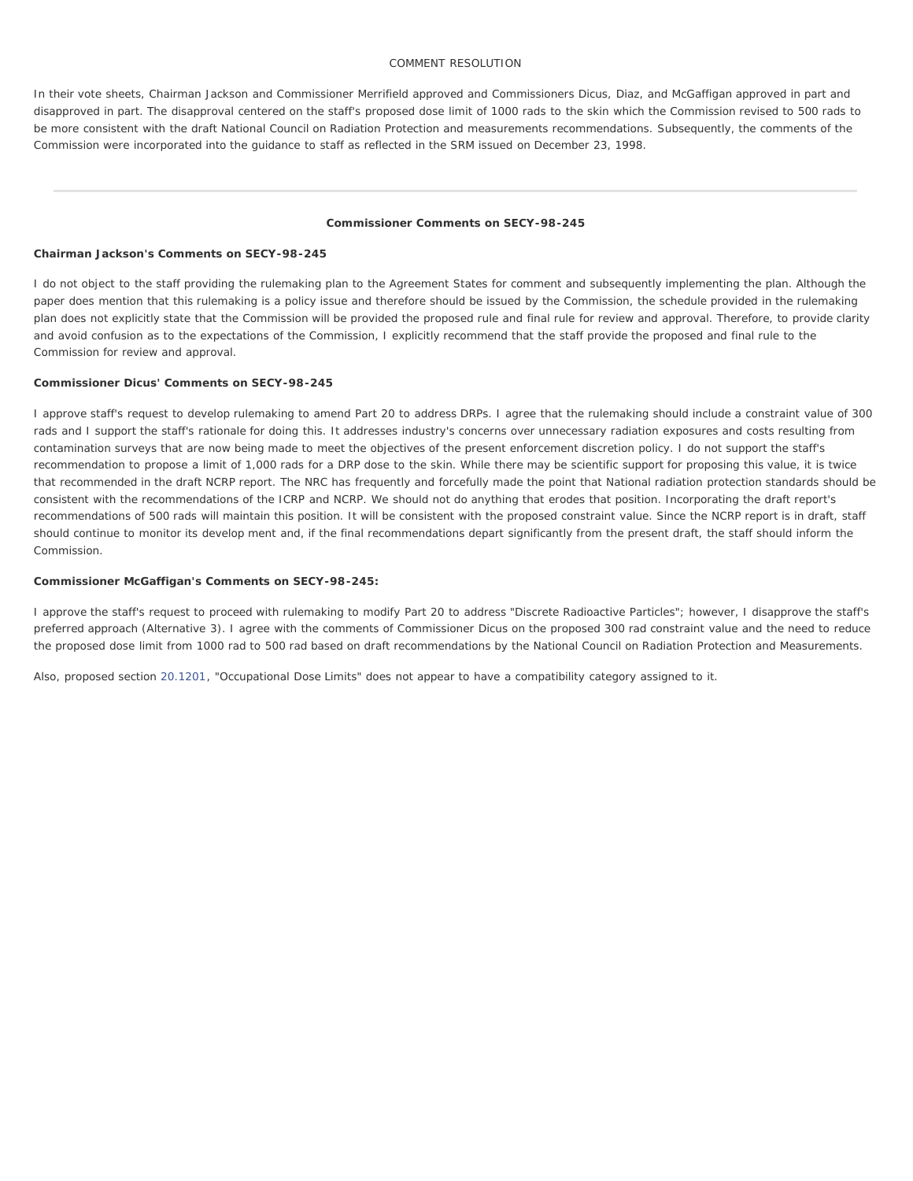COMMENT RESOLUTION

In their vote sheets, Chairman Jackson and Commissioner Merrifield approved and Commissioners Dicus, Diaz, and McGaffigan approved in part and disapproved in part. The disapproval centered on the staff's proposed dose limit of 1000 rads to the skin which the Commission revised to 500 rads to be more consistent with the draft National Council on Radiation Protection and measurements recommendations. Subsequently, the comments of the Commission were incorporated into the guidance to staff as reflected in the SRM issued on December 23, 1998.

---

**Commissioner Comments on SECY-98-245**

**Chairman Jackson's Comments on SECY-98-245**

I do not object to the staff providing the rulemaking plan to the Agreement States for comment and subsequently implementing the plan. Although the paper does mention that this rulemaking is a policy issue and therefore should be issued by the Commission, the schedule provided in the rulemaking plan does not explicitly state that the Commission will be provided the proposed rule and final rule for review and approval. Therefore, to provide clarity and avoid confusion as to the expectations of the Commission, I explicitly recommend that the staff provide the proposed and final rule to the Commission for review and approval.

**Commissioner Dicus' Comments on SECY-98-245**

I approve staff's request to develop rulemaking to amend Part 20 to address DRPs. I agree that the rulemaking should include a constraint value of 300 rads and I support the staff's rationale for doing this. It addresses industry's concerns over unnecessary radiation exposures and costs resulting from contamination surveys that are now being made to meet the objectives of the present enforcement discretion policy. I do not support the staff's recommendation to propose a limit of 1,000 rads for a DRP dose to the skin. While there may be scientific support for proposing this value, it is twice that recommended in the draft NCRP report. The NRC has frequently and forcefully made the point that National radiation protection standards should be consistent with the recommendations of the ICRP and NCRP. We should not do anything that erodes that position. Incorporating the draft report's recommendations of 500 rads will maintain this position. It will be consistent with the proposed constraint value. Since the NCRP report is in draft, staff should continue to monitor its develop ment and, if the final recommendations depart significantly from the present draft, the staff should inform the Commission.

**Commissioner McGaffigan's Comments on SECY-98-245:**

I approve the staff's request to proceed with rulemaking to modify Part 20 to address "Discrete Radioactive Particles"; however, I disapprove the staff's preferred approach (Alternative 3). I agree with the comments of Commissioner Dicus on the proposed 300 rad constraint value and the need to reduce the proposed dose limit from 1000 rad to 500 rad based on draft recommendations by the National Council on Radiation Protection and Measurements.

Also, proposed section 20.1201, "Occupational Dose Limits" does not appear to have a compatibility category assigned to it.